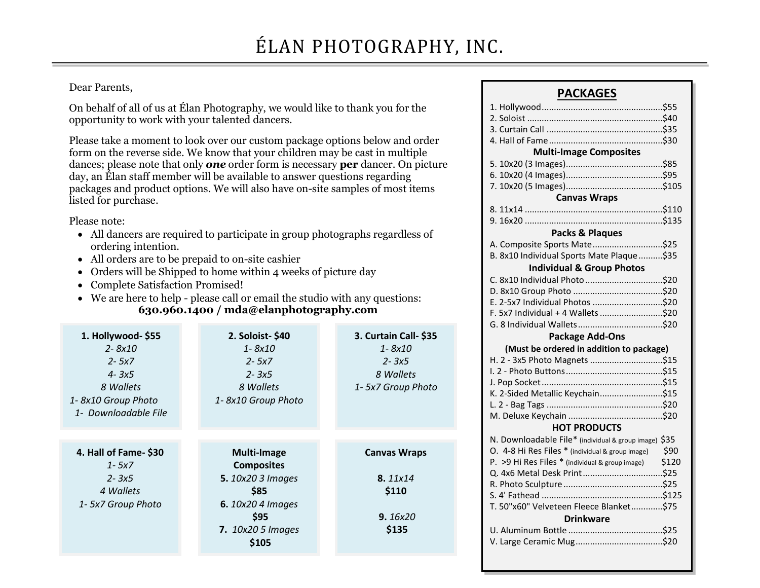# ÉLAN PHOTOGRAPHY, INC.

Dear Parents,

On behalf of all of us at Élan Photography, we would like to thank you for the opportunity to work with your talented dancers.

Please take a moment to look over our custom package options below and order form on the reverse side. We know that your children may be cast in multiple dances; please note that only ***one*** order form is necessary **per** dancer. On picture day, an Élan staff member will be available to answer questions regarding packages and product options. We will also have on-site samples of most items listed for purchase.

Please note:

- All dancers are required to participate in group photographs regardless of ordering intention.
- All orders are to be prepaid to on-site cashier
- Orders will be Shipped to home within 4 weeks of picture day
- Complete Satisfaction Promised!
- We are here to help - please call or email the studio with any questions:
  **630.960.1400 / mda@elanphotography.com**

**1. Hollywood- $55**
*2- 8x10*
*2- 5x7*
*4- 3x5*
*8 Wallets*
*1- 8x10 Group Photo*
*1- Downloadable File*

**2. Soloist- $40**
*1- 8x10*
*2- 5x7*
*2- 3x5*
*8 Wallets*
*1- 8x10 Group Photo*

**3. Curtain Call- $35**
*1- 8x10*
*2- 3x5*
*8 Wallets*
*1- 5x7 Group Photo*

**4. Hall of Fame- $30**
*1- 5x7*
*2- 3x5*
*4 Wallets*
*1- 5x7 Group Photo*

**Multi-Image Composites**
**5.** *10x20 3 Images* **$85**
**6.** *10x20 4 Images* **$95**
**7.** *10x20 5 Images* **$105**

**Canvas Wraps**
**8.** *11x14* **$110**
**9.** *16x20* **$135**

## PACKAGES

1. Hollywood.......$55
2. Soloist.......$40
3. Curtain Call.......$35
4. Hall of Fame.......$30

**Multi-Image Composites**

5. 10x20 (3 Images).......$85
6. 10x20 (4 Images).......$95
7. 10x20 (5 Images).......$105

**Canvas Wraps**

8. 11x14.......$110
9. 16x20.......$135

**Packs & Plaques**

A. Composite Sports Mate.......$25
B. 8x10 Individual Sports Mate Plaque.......$35

**Individual & Group Photos**

C. 8x10 Individual Photo.......$20
D. 8x10 Group Photo.......$20
E. 2-5x7 Individual Photos.......$20
F. 5x7 Individual + 4 Wallets.......$20
G. 8 Individual Wallets.......$20

**Package Add-Ons**
**(Must be ordered in addition to package)**

H. 2 - 3x5 Photo Magnets.......$15
I. 2 - Photo Buttons.......$15
J. Pop Socket.......$15
K. 2-Sided Metallic Keychain.......$15
L. 2 - Bag Tags.......$20
M. Deluxe Keychain.......$20

**HOT PRODUCTS**

N. Downloadable File* (individual & group image) $35
O. 4-8 Hi Res Files * (individual & group image) $90
P. >9 Hi Res Files * (individual & group image) $120
Q. 4x6 Metal Desk Print.......$25
R. Photo Sculpture.......$25
S. 4' Fathead.......$125
T. 50"x60" Velveteen Fleece Blanket.......$75

**Drinkware**

U. Aluminum Bottle.......$25
V. Large Ceramic Mug.......$20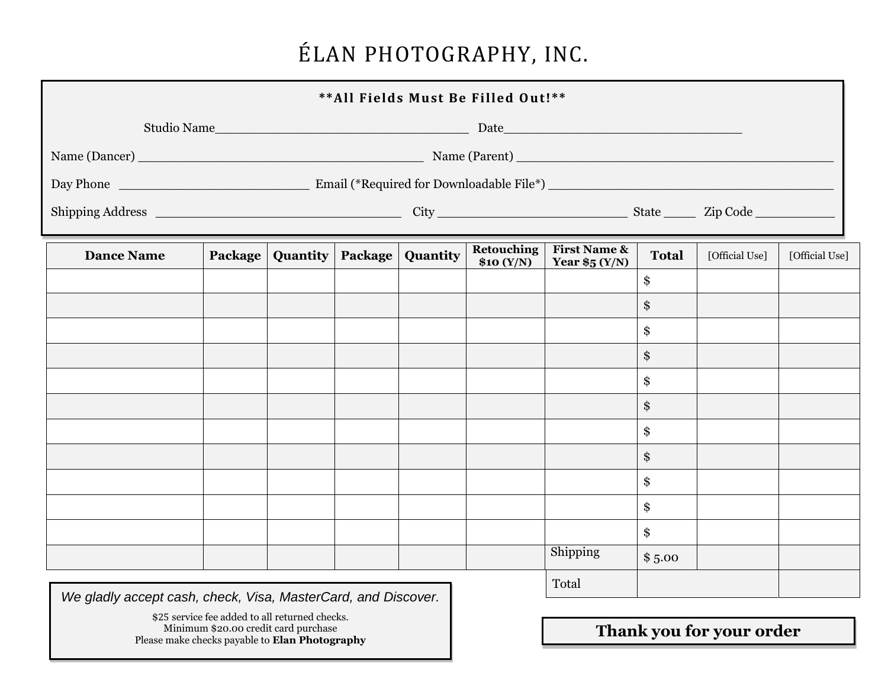# ÉLAN PHOTOGRAPHY, INC.

**All Fields Must Be Filled Out!**

Studio Name__________________________________ Date________________________________

Name (Dancer) ______________________________________ Name (Parent) _________________________________________

Day Phone _________________________ Email (*Required for Downloadable File*) ______________________________________

Shipping Address _________________________________ City _________________________ State ____ Zip Code ___________

| Dance Name | Package | Quantity | Package | Quantity | Retouching $10 (Y/N) | First Name & Year $5 (Y/N) | Total | [Official Use] | [Official Use] |
|---|---|---|---|---|---|---|---|---|---|
| | | | | | | | $ | | |
| | | | | | | | $ | | |
| | | | | | | | $ | | |
| | | | | | | | $ | | |
| | | | | | | | $ | | |
| | | | | | | | $ | | |
| | | | | | | | $ | | |
| | | | | | | | $ | | |
| | | | | | | | $ | | |
| | | | | | | | $ | | |
| | | | | | | | $ | | |
| | | | | | | Shipping | $ 5.00 | | |
| | | | | | | Total | | | |

*We gladly accept cash, check, Visa, MasterCard, and Discover.*

$25 service fee added to all returned checks.
Minimum $20.00 credit card purchase
Please make checks payable to **Elan Photography**

**Thank you for your order**